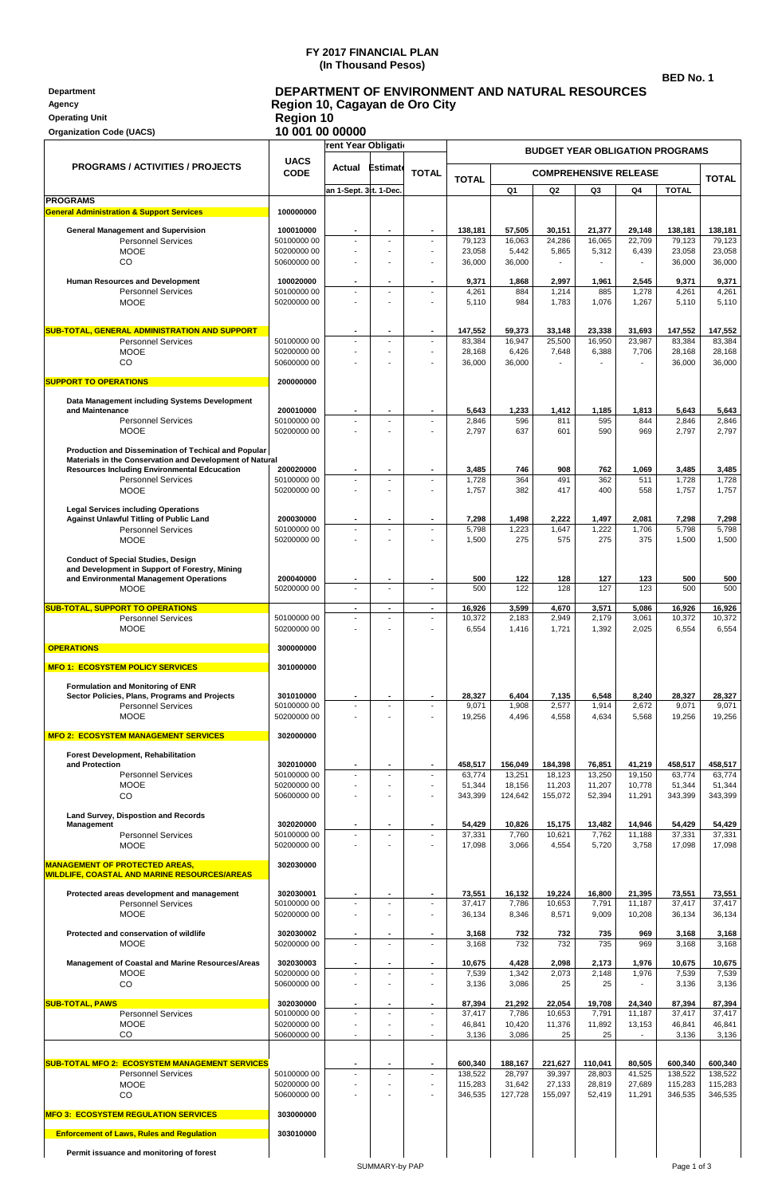# FY 2017 FINANCIAL PLAN
## (In Thousand Pesos)

**BED No. 1**

| | |
|---|---|
| **Department** | **DEPARTMENT OF ENVIRONMENT AND NATURAL RESOURCES** |
| **Agency** | **Region 10, Cagayan de Oro City** |
| **Operating Unit** | **Region 10** |
| **Organization Code (UACS)** | **10 001 00 00000** |

| PROGRAMS / ACTIVITIES / PROJECTS | UACS CODE | Current Year Obligations | | | BUDGET YEAR OBLIGATION PROGRAMS | | | | | | |
|---|---|---|---|---|---|---|---|---|---|---|---|
| | | Actual | Estimate | TOTAL | TOTAL | COMPREHENSIVE RELEASE | | | | | TOTAL |
| | | Jan 1-Sept. 30 | Oct. 1-Dec. 31 | | | Q1 | Q2 | Q3 | Q4 | TOTAL | |
| **PROGRAMS** | | | | | | | | | | | |
| **General Administration & Support Services** | **100000000** | | | | | | | | | | |
| **General Management and Supervision** | **100010000** | - | - | - | **138,181** | **57,505** | **30,151** | **21,377** | **29,148** | **138,181** | **138,181** |
| Personnel Services | 50100000 00 | - | - | - | 79,123 | 16,063 | 24,286 | 16,065 | 22,709 | 79,123 | 79,123 |
| MOOE | 50200000 00 | - | - | - | 23,058 | 5,442 | 5,865 | 5,312 | 6,439 | 23,058 | 23,058 |
| CO | 50600000 00 | - | - | - | 36,000 | 36,000 | - | - | - | 36,000 | 36,000 |
| **Human Resources and Development** | **100020000** | - | - | - | **9,371** | **1,868** | **2,997** | **1,961** | **2,545** | **9,371** | **9,371** |
| Personnel Services | 50100000 00 | - | - | - | 4,261 | 884 | 1,214 | 885 | 1,278 | 4,261 | 4,261 |
| MOOE | 50200000 00 | - | - | - | 5,110 | 984 | 1,783 | 1,076 | 1,267 | 5,110 | 5,110 |
| **SUB-TOTAL, GENERAL ADMINISTRATION AND SUPPORT** | | - | - | - | **147,552** | **59,373** | **33,148** | **23,338** | **31,693** | **147,552** | **147,552** |
| Personnel Services | 50100000 00 | - | - | - | 83,384 | 16,947 | 25,500 | 16,950 | 23,987 | 83,384 | 83,384 |
| MOOE | 50200000 00 | - | - | - | 28,168 | 6,426 | 7,648 | 6,388 | 7,706 | 28,168 | 28,168 |
| CO | 50600000 00 | - | - | - | 36,000 | 36,000 | - | - | - | 36,000 | 36,000 |
| **SUPPORT TO OPERATIONS** | **200000000** | | | | | | | | | | |
| **Data Management including Systems Development and Maintenance** | **200010000** | - | - | - | **5,643** | **1,233** | **1,412** | **1,185** | **1,813** | **5,643** | **5,643** |
| Personnel Services | 50100000 00 | - | - | - | 2,846 | 596 | 811 | 595 | 844 | 2,846 | 2,846 |
| MOOE | 50200000 00 | - | - | - | 2,797 | 637 | 601 | 590 | 969 | 2,797 | 2,797 |
| **Production and Dissemination of Techical and Popular Materials in the Conservation and Development of Natural Resources Including Environmental Edcucation** | **200020000** | - | - | - | **3,485** | **746** | **908** | **762** | **1,069** | **3,485** | **3,485** |
| Personnel Services | 50100000 00 | - | - | - | 1,728 | 364 | 491 | 362 | 511 | 1,728 | 1,728 |
| MOOE | 50200000 00 | - | - | - | 1,757 | 382 | 417 | 400 | 558 | 1,757 | 1,757 |
| **Legal Services including Operations Against Unlawful Titling of Public Land** | **200030000** | - | - | - | **7,298** | **1,498** | **2,222** | **1,497** | **2,081** | **7,298** | **7,298** |
| Personnel Services | 50100000 00 | - | - | - | 5,798 | 1,223 | 1,647 | 1,222 | 1,706 | 5,798 | 5,798 |
| MOOE | 50200000 00 | - | - | - | 1,500 | 275 | 575 | 275 | 375 | 1,500 | 1,500 |
| **Conduct of Special Studies, Design and Development in Support of Forestry, Mining and Environmental Management Operations** | **200040000** | - | - | - | **500** | **122** | **128** | **127** | **123** | **500** | **500** |
| MOOE | 50200000 00 | - | - | - | 500 | 122 | 128 | 127 | 123 | 500 | 500 |
| **SUB-TOTAL, SUPPORT TO OPERATIONS** | | - | - | - | **16,926** | **3,599** | **4,670** | **3,571** | **5,086** | **16,926** | **16,926** |
| Personnel Services | 50100000 00 | - | - | - | 10,372 | 2,183 | 2,949 | 2,179 | 3,061 | 10,372 | 10,372 |
| MOOE | 50200000 00 | - | - | - | 6,554 | 1,416 | 1,721 | 1,392 | 2,025 | 6,554 | 6,554 |
| **OPERATIONS** | **300000000** | | | | | | | | | | |
| **MFO 1: ECOSYSTEM POLICY SERVICES** | **301000000** | | | | | | | | | | |
| **Formulation and Monitoring of ENR Sector Policies, Plans, Programs and Projects** | **301010000** | - | - | - | **28,327** | **6,404** | **7,135** | **6,548** | **8,240** | **28,327** | **28,327** |
| Personnel Services | 50100000 00 | - | - | - | 9,071 | 1,908 | 2,577 | 1,914 | 2,672 | 9,071 | 9,071 |
| MOOE | 50200000 00 | - | - | - | 19,256 | 4,496 | 4,558 | 4,634 | 5,568 | 19,256 | 19,256 |
| **MFO 2: ECOSYSTEM MANAGEMENT SERVICES** | **302000000** | | | | | | | | | | |
| **Forest Development, Rehabilitation and Protection** | **302010000** | - | - | - | **458,517** | **156,049** | **184,398** | **76,851** | **41,219** | **458,517** | **458,517** |
| Personnel Services | 50100000 00 | - | - | - | 63,774 | 13,251 | 18,123 | 13,250 | 19,150 | 63,774 | 63,774 |
| MOOE | 50200000 00 | - | - | - | 51,344 | 18,156 | 11,203 | 11,207 | 10,778 | 51,344 | 51,344 |
| CO | 50600000 00 | - | - | - | 343,399 | 124,642 | 155,072 | 52,394 | 11,291 | 343,399 | 343,399 |
| **Land Survey, Dispostion and Records Management** | **302020000** | - | - | - | **54,429** | **10,826** | **15,175** | **13,482** | **14,946** | **54,429** | **54,429** |
| Personnel Services | 50100000 00 | - | - | - | 37,331 | 7,760 | 10,621 | 7,762 | 11,188 | 37,331 | 37,331 |
| MOOE | 50200000 00 | - | - | - | 17,098 | 3,066 | 4,554 | 5,720 | 3,758 | 17,098 | 17,098 |
| **MANAGEMENT OF PROTECTED AREAS, WILDLIFE, COASTAL AND MARINE RESOURCES/AREAS** | **302030000** | | | | | | | | | | |
| **Protected areas development and management** | **302030001** | - | - | - | **73,551** | **16,132** | **19,224** | **16,800** | **21,395** | **73,551** | **73,551** |
| Personnel Services | 50100000 00 | - | - | - | 37,417 | 7,786 | 10,653 | 7,791 | 11,187 | 37,417 | 37,417 |
| MOOE | 50200000 00 | - | - | - | 36,134 | 8,346 | 8,571 | 9,009 | 10,208 | 36,134 | 36,134 |
| **Protected and conservation of wildlife** | **302030002** | - | - | - | **3,168** | **732** | **732** | **735** | **969** | **3,168** | **3,168** |
| MOOE | 50200000 00 | - | - | - | 3,168 | 732 | 732 | 735 | 969 | 3,168 | 3,168 |
| **Management of Coastal and Marine Resources/Areas** | **302030003** | - | - | - | **10,675** | **4,428** | **2,098** | **2,173** | **1,976** | **10,675** | **10,675** |
| MOOE | 50200000 00 | - | - | - | 7,539 | 1,342 | 2,073 | 2,148 | 1,976 | 7,539 | 7,539 |
| CO | 50600000 00 | - | - | - | 3,136 | 3,086 | 25 | 25 | - | 3,136 | 3,136 |
| **SUB-TOTAL, PAWS** | **302030000** | - | - | - | **87,394** | **21,292** | **22,054** | **19,708** | **24,340** | **87,394** | **87,394** |
| Personnel Services | 50100000 00 | - | - | - | 37,417 | 7,786 | 10,653 | 7,791 | 11,187 | 37,417 | 37,417 |
| MOOE | 50200000 00 | - | - | - | 46,841 | 10,420 | 11,376 | 11,892 | 13,153 | 46,841 | 46,841 |
| CO | 50600000 00 | - | - | - | 3,136 | 3,086 | 25 | 25 | - | 3,136 | 3,136 |
| **SUB-TOTAL MFO 2: ECOSYSTEM MANAGEMENT SERVICES** | | - | - | - | **600,340** | **188,167** | **221,627** | **110,041** | **80,505** | **600,340** | **600,340** |
| Personnel Services | 50100000 00 | - | - | - | 138,522 | 28,797 | 39,397 | 28,803 | 41,525 | 138,522 | 138,522 |
| MOOE | 50200000 00 | - | - | - | 115,283 | 31,642 | 27,133 | 28,819 | 27,689 | 115,283 | 115,283 |
| CO | 50600000 00 | - | - | - | 346,535 | 127,728 | 155,097 | 52,419 | 11,291 | 346,535 | 346,535 |
| **MFO 3: ECOSYSTEM REGULATION SERVICES** | **303000000** | | | | | | | | | | |
| **Enforcement of Laws, Rules and Regulation** | **303010000** | | | | | | | | | | |
| **Permit issuance and monitoring of forest** | | | | | | | | | | | |

SUMMARY-by PAP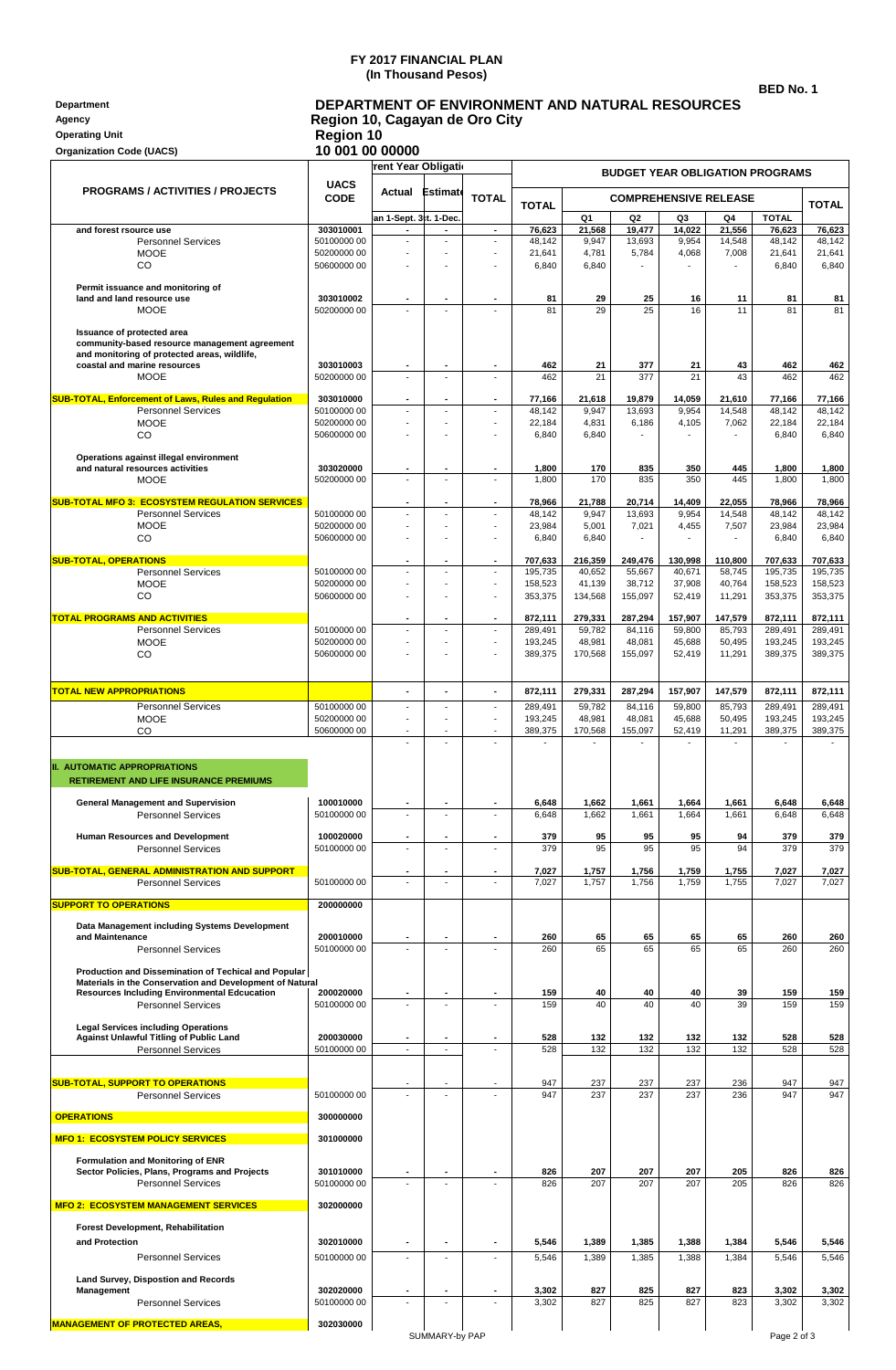# FY 2017 FINANCIAL PLAN
## (In Thousand Pesos)

**BED No. 1**

**Department** DEPARTMENT OF ENVIRONMENT AND NATURAL RESOURCES
**Agency** Region 10, Cagayan de Oro City
**Operating Unit** Region 10
**Organization Code (UACS)** 10 001 00 00000

| PROGRAMS / ACTIVITIES / PROJECTS | UACS CODE | Current Year Obligation: Actual | Estimate | TOTAL | BUDGET YEAR OBLIGATION PROGRAMS: TOTAL | COMPREHENSIVE RELEASE: Q1 | Q2 | Q3 | Q4 | TOTAL | TOTAL |
|---|---|---|---|---|---|---|---|---|---|---|---|
| | | Jan 1-Sept. 30 | Oct. 1-Dec. 31 | | | | | | | | |
| and forest rsource use | 303010001 | - | - | - | 76,623 | 21,568 | 19,477 | 14,022 | 21,556 | 76,623 | 76,623 |
| Personnel Services | 50100000 00 | - | - | - | 48,142 | 9,947 | 13,693 | 9,954 | 14,548 | 48,142 | 48,142 |
| MOOE | 50200000 00 | - | - | - | 21,641 | 4,781 | 5,784 | 4,068 | 7,008 | 21,641 | 21,641 |
| CO | 50600000 00 | - | - | - | 6,840 | 6,840 | - | - | - | 6,840 | 6,840 |
| Permit issuance and monitoring of land and land resource use | 303010002 | - | - | - | 81 | 29 | 25 | 16 | 11 | 81 | 81 |
| MOOE | 50200000 00 | - | - | - | 81 | 29 | 25 | 16 | 11 | 81 | 81 |
| Issuance of protected area community-based resource management agreement and monitoring of protected areas, wildlife, coastal and marine resources | 303010003 | - | - | - | 462 | 21 | 377 | 21 | 43 | 462 | 462 |
| MOOE | 50200000 00 | - | - | - | 462 | 21 | 377 | 21 | 43 | 462 | 462 |
| SUB-TOTAL, Enforcement of Laws, Rules and Regulation | 303010000 | - | - | - | 77,166 | 21,618 | 19,879 | 14,059 | 21,610 | 77,166 | 77,166 |
| Personnel Services | 50100000 00 | - | - | - | 48,142 | 9,947 | 13,693 | 9,954 | 14,548 | 48,142 | 48,142 |
| MOOE | 50200000 00 | - | - | - | 22,184 | 4,831 | 6,186 | 4,105 | 7,062 | 22,184 | 22,184 |
| CO | 50600000 00 | - | - | - | 6,840 | 6,840 | - | - | - | 6,840 | 6,840 |
| Operations against illegal environment and natural resources activities | 303020000 | - | - | - | 1,800 | 170 | 835 | 350 | 445 | 1,800 | 1,800 |
| MOOE | 50200000 00 | - | - | - | 1,800 | 170 | 835 | 350 | 445 | 1,800 | 1,800 |
| SUB-TOTAL MFO 3: ECOSYSTEM REGULATION SERVICES | | - | - | - | 78,966 | 21,788 | 20,714 | 14,409 | 22,055 | 78,966 | 78,966 |
| Personnel Services | 50100000 00 | - | - | - | 48,142 | 9,947 | 13,693 | 9,954 | 14,548 | 48,142 | 48,142 |
| MOOE | 50200000 00 | - | - | - | 23,984 | 5,001 | 7,021 | 4,455 | 7,507 | 23,984 | 23,984 |
| CO | 50600000 00 | - | - | - | 6,840 | 6,840 | - | - | - | 6,840 | 6,840 |
| SUB-TOTAL, OPERATIONS | | - | - | - | 707,633 | 216,359 | 249,476 | 130,998 | 110,800 | 707,633 | 707,633 |
| Personnel Services | 50100000 00 | - | - | - | 195,735 | 40,652 | 55,667 | 40,671 | 58,745 | 195,735 | 195,735 |
| MOOE | 50200000 00 | - | - | - | 158,523 | 41,139 | 38,712 | 37,908 | 40,764 | 158,523 | 158,523 |
| CO | 50600000 00 | - | - | - | 353,375 | 134,568 | 155,097 | 52,419 | 11,291 | 353,375 | 353,375 |
| TOTAL PROGRAMS AND ACTIVITIES | | - | - | - | 872,111 | 279,331 | 287,294 | 157,907 | 147,579 | 872,111 | 872,111 |
| Personnel Services | 50100000 00 | - | - | - | 289,491 | 59,782 | 84,116 | 59,800 | 85,793 | 289,491 | 289,491 |
| MOOE | 50200000 00 | - | - | - | 193,245 | 48,981 | 48,081 | 45,688 | 50,495 | 193,245 | 193,245 |
| CO | 50600000 00 | - | - | - | 389,375 | 170,568 | 155,097 | 52,419 | 11,291 | 389,375 | 389,375 |
| TOTAL NEW APPROPRIATIONS | | - | - | - | 872,111 | 279,331 | 287,294 | 157,907 | 147,579 | 872,111 | 872,111 |
| Personnel Services | 50100000 00 | - | - | - | 289,491 | 59,782 | 84,116 | 59,800 | 85,793 | 289,491 | 289,491 |
| MOOE | 50200000 00 | - | - | - | 193,245 | 48,981 | 48,081 | 45,688 | 50,495 | 193,245 | 193,245 |
| CO | 50600000 00 | - | - | - | 389,375 | 170,568 | 155,097 | 52,419 | 11,291 | 389,375 | 389,375 |
| | | - | - | - | - | - | - | - | - | - | - |
| II. AUTOMATIC APPROPRIATIONS | | | | | | | | | | | |
| RETIREMENT AND LIFE INSURANCE PREMIUMS | | | | | | | | | | | |
| General Management and Supervision | 100010000 | - | - | - | 6,648 | 1,662 | 1,661 | 1,664 | 1,661 | 6,648 | 6,648 |
| Personnel Services | 50100000 00 | - | - | - | 6,648 | 1,662 | 1,661 | 1,664 | 1,661 | 6,648 | 6,648 |
| Human Resources and Development | 100020000 | - | - | - | 379 | 95 | 95 | 95 | 94 | 379 | 379 |
| Personnel Services | 50100000 00 | - | - | - | 379 | 95 | 95 | 95 | 94 | 379 | 379 |
| SUB-TOTAL, GENERAL ADMINISTRATION AND SUPPORT | | - | - | - | 7,027 | 1,757 | 1,756 | 1,759 | 1,755 | 7,027 | 7,027 |
| Personnel Services | 50100000 00 | - | - | - | 7,027 | 1,757 | 1,756 | 1,759 | 1,755 | 7,027 | 7,027 |
| SUPPORT TO OPERATIONS | 200000000 | | | | | | | | | | |
| Data Management including Systems Development and Maintenance | 200010000 | - | - | - | 260 | 65 | 65 | 65 | 65 | 260 | 260 |
| Personnel Services | 50100000 00 | - | - | - | 260 | 65 | 65 | 65 | 65 | 260 | 260 |
| Production and Dissemination of Techical and Popular Materials in the Conservation and Development of Natural Resources Including Environmental Edcucation | 200020000 | - | - | - | 159 | 40 | 40 | 40 | 39 | 159 | 159 |
| Personnel Services | 50100000 00 | - | - | - | 159 | 40 | 40 | 40 | 39 | 159 | 159 |
| Legal Services including Operations Against Unlawful Titling of Public Land | 200030000 | - | - | - | 528 | 132 | 132 | 132 | 132 | 528 | 528 |
| Personnel Services | 50100000 00 | - | - | - | 528 | 132 | 132 | 132 | 132 | 528 | 528 |
| SUB-TOTAL, SUPPORT TO OPERATIONS | | - | - | - | 947 | 237 | 237 | 237 | 236 | 947 | 947 |
| Personnel Services | 50100000 00 | - | - | - | 947 | 237 | 237 | 237 | 236 | 947 | 947 |
| OPERATIONS | 300000000 | | | | | | | | | | |
| MFO 1: ECOSYSTEM POLICY SERVICES | 301000000 | | | | | | | | | | |
| Formulation and Monitoring of ENR Sector Policies, Plans, Programs and Projects | 301010000 | - | - | - | 826 | 207 | 207 | 207 | 205 | 826 | 826 |
| Personnel Services | 50100000 00 | - | - | - | 826 | 207 | 207 | 207 | 205 | 826 | 826 |
| MFO 2: ECOSYSTEM MANAGEMENT SERVICES | 302000000 | | | | | | | | | | |
| Forest Development, Rehabilitation and Protection | 302010000 | - | - | - | 5,546 | 1,389 | 1,385 | 1,388 | 1,384 | 5,546 | 5,546 |
| Personnel Services | 50100000 00 | - | - | - | 5,546 | 1,389 | 1,385 | 1,388 | 1,384 | 5,546 | 5,546 |
| Land Survey, Dispostion and Records Management | 302020000 | - | - | - | 3,302 | 827 | 825 | 827 | 823 | 3,302 | 3,302 |
| Personnel Services | 50100000 00 | - | - | - | 3,302 | 827 | 825 | 827 | 823 | 3,302 | 3,302 |
| MANAGEMENT OF PROTECTED AREAS, | 302030000 | | | | | | | | | | |

SUMMARY-by PAP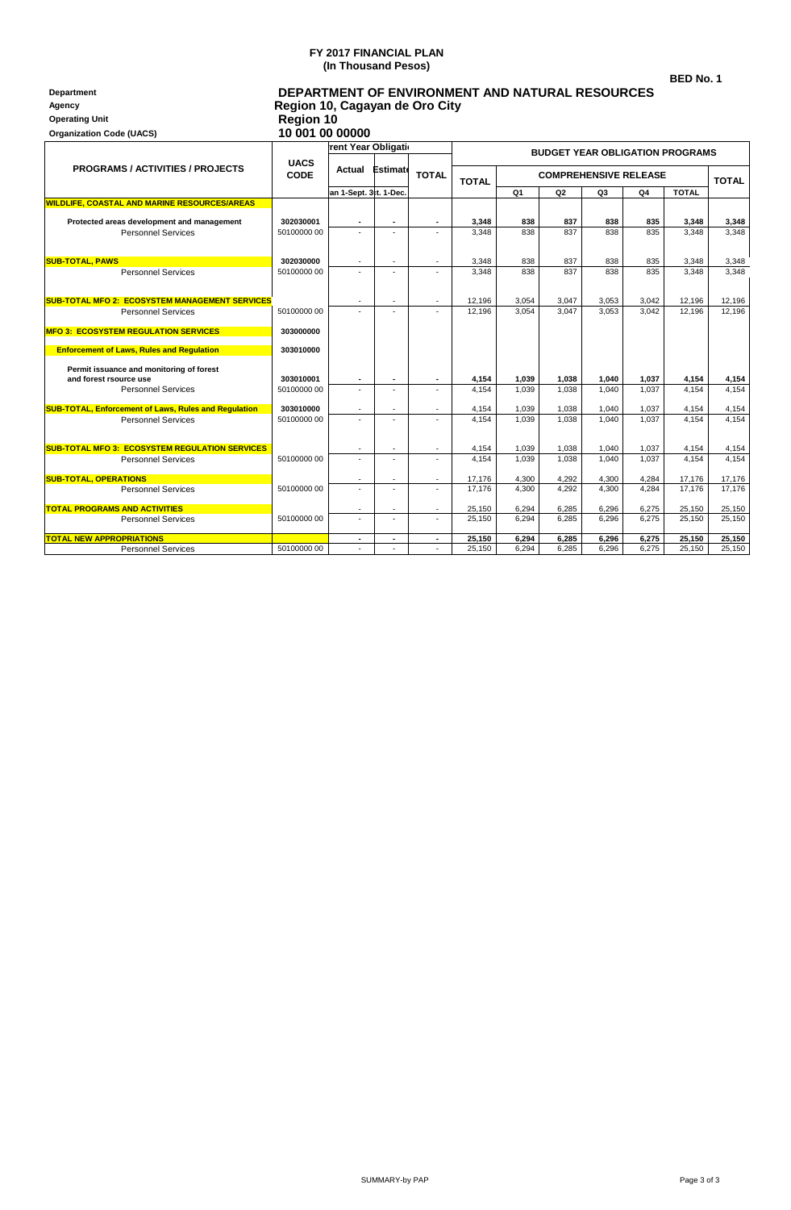# FY 2017 FINANCIAL PLAN
**(In Thousand Pesos)**

**BED No. 1**

**Department** — **DEPARTMENT OF ENVIRONMENT AND NATURAL RESOURCES**
**Agency** — **Region 10, Cagayan de Oro City**
**Operating Unit** — **Region 10**
**Organization Code (UACS)** — **10 001 00 00000**

| PROGRAMS / ACTIVITIES / PROJECTS | UACS CODE | rent Year Obligati | | | BUDGET YEAR OBLIGATION PROGRAMS | | | | | | |
|---|---|---|---|---|---|---|---|---|---|---|---|
| | | Actual | Estimate | TOTAL | TOTAL | COMPREHENSIVE RELEASE | | | | | TOTAL |
| | | an 1-Sept. 3 | t. 1-Dec. | | | Q1 | Q2 | Q3 | Q4 | TOTAL | |
| **WILDLIFE, COASTAL AND MARINE RESOURCES/AREAS** | | | | | | | | | | | |
| **Protected areas development and management** | **302030001** | **-** | **-** | **-** | **3,348** | **838** | **837** | **838** | **835** | **3,348** | **3,348** |
| Personnel Services | 50100000 00 | - | - | - | 3,348 | 838 | 837 | 838 | 835 | 3,348 | 3,348 |
| **SUB-TOTAL, PAWS** | **302030000** | - | - | - | 3,348 | 838 | 837 | 838 | 835 | 3,348 | 3,348 |
| Personnel Services | 50100000 00 | - | - | - | 3,348 | 838 | 837 | 838 | 835 | 3,348 | 3,348 |
| **SUB-TOTAL MFO 2: ECOSYSTEM MANAGEMENT SERVICES** | | - | - | - | 12,196 | 3,054 | 3,047 | 3,053 | 3,042 | 12,196 | 12,196 |
| Personnel Services | 50100000 00 | - | - | - | 12,196 | 3,054 | 3,047 | 3,053 | 3,042 | 12,196 | 12,196 |
| **MFO 3: ECOSYSTEM REGULATION SERVICES** | **303000000** | | | | | | | | | | |
| **Enforcement of Laws, Rules and Regulation** | **303010000** | | | | | | | | | | |
| **Permit issuance and monitoring of forest and forest rsource use** | **303010001** | **-** | **-** | **-** | **4,154** | **1,039** | **1,038** | **1,040** | **1,037** | **4,154** | **4,154** |
| Personnel Services | 50100000 00 | - | - | - | 4,154 | 1,039 | 1,038 | 1,040 | 1,037 | 4,154 | 4,154 |
| **SUB-TOTAL, Enforcement of Laws, Rules and Regulation** | **303010000** | - | - | - | 4,154 | 1,039 | 1,038 | 1,040 | 1,037 | 4,154 | 4,154 |
| Personnel Services | 50100000 00 | - | - | - | 4,154 | 1,039 | 1,038 | 1,040 | 1,037 | 4,154 | 4,154 |
| **SUB-TOTAL MFO 3: ECOSYSTEM REGULATION SERVICES** | | - | - | - | 4,154 | 1,039 | 1,038 | 1,040 | 1,037 | 4,154 | 4,154 |
| Personnel Services | 50100000 00 | - | - | - | 4,154 | 1,039 | 1,038 | 1,040 | 1,037 | 4,154 | 4,154 |
| **SUB-TOTAL, OPERATIONS** | | - | - | - | 17,176 | 4,300 | 4,292 | 4,300 | 4,284 | 17,176 | 17,176 |
| Personnel Services | 50100000 00 | - | - | - | 17,176 | 4,300 | 4,292 | 4,300 | 4,284 | 17,176 | 17,176 |
| **TOTAL PROGRAMS AND ACTIVITIES** | | - | - | - | 25,150 | 6,294 | 6,285 | 6,296 | 6,275 | 25,150 | 25,150 |
| Personnel Services | 50100000 00 | - | - | - | 25,150 | 6,294 | 6,285 | 6,296 | 6,275 | 25,150 | 25,150 |
| **TOTAL NEW APPROPRIATIONS** | | **-** | **-** | **-** | **25,150** | **6,294** | **6,285** | **6,296** | **6,275** | **25,150** | **25,150** |
| Personnel Services | 50100000 00 | - | - | - | 25,150 | 6,294 | 6,285 | 6,296 | 6,275 | 25,150 | 25,150 |

SUMMARY-by PAP